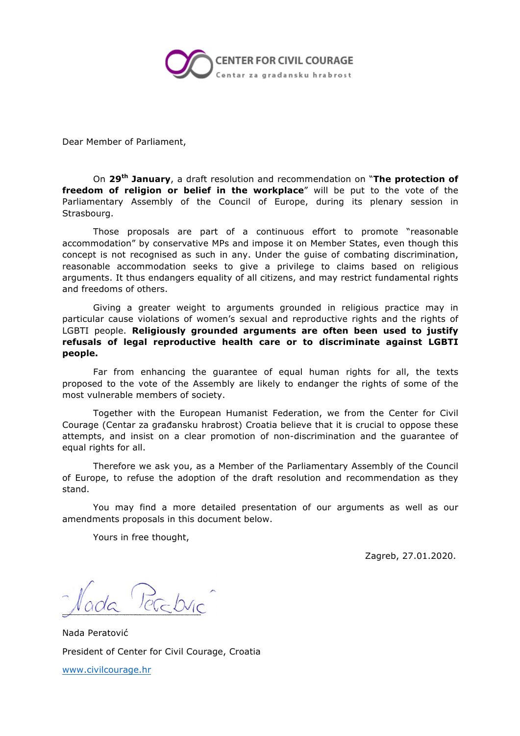**CENTER FOR CIVIL COURAGE**
Centar za gradansku hrabrost

Dear Member of Parliament,

On **29th January**, a draft resolution and recommendation on "**The protection of freedom of religion or belief in the workplace**" will be put to the vote of the Parliamentary Assembly of the Council of Europe, during its plenary session in Strasbourg.

Those proposals are part of a continuous effort to promote "reasonable accommodation" by conservative MPs and impose it on Member States, even though this concept is not recognised as such in any. Under the guise of combating discrimination, reasonable accommodation seeks to give a privilege to claims based on religious arguments. It thus endangers equality of all citizens, and may restrict fundamental rights and freedoms of others.

Giving a greater weight to arguments grounded in religious practice may in particular cause violations of women's sexual and reproductive rights and the rights of LGBTI people. **Religiously grounded arguments are often been used to justify refusals of legal reproductive health care or to discriminate against LGBTI people.**

Far from enhancing the guarantee of equal human rights for all, the texts proposed to the vote of the Assembly are likely to endanger the rights of some of the most vulnerable members of society.

Together with the European Humanist Federation, we from the Center for Civil Courage (Centar za građansku hrabrost) Croatia believe that it is crucial to oppose these attempts, and insist on a clear promotion of non-discrimination and the guarantee of equal rights for all.

Therefore we ask you, as a Member of the Parliamentary Assembly of the Council of Europe, to refuse the adoption of the draft resolution and recommendation as they stand.

You may find a more detailed presentation of our arguments as well as our amendments proposals in this document below.

Yours in free thought,

Zagreb, 27.01.2020.

Nada Peratović

President of Center for Civil Courage, Croatia

[www.civilcourage.hr](http://www.civilcourage.hr)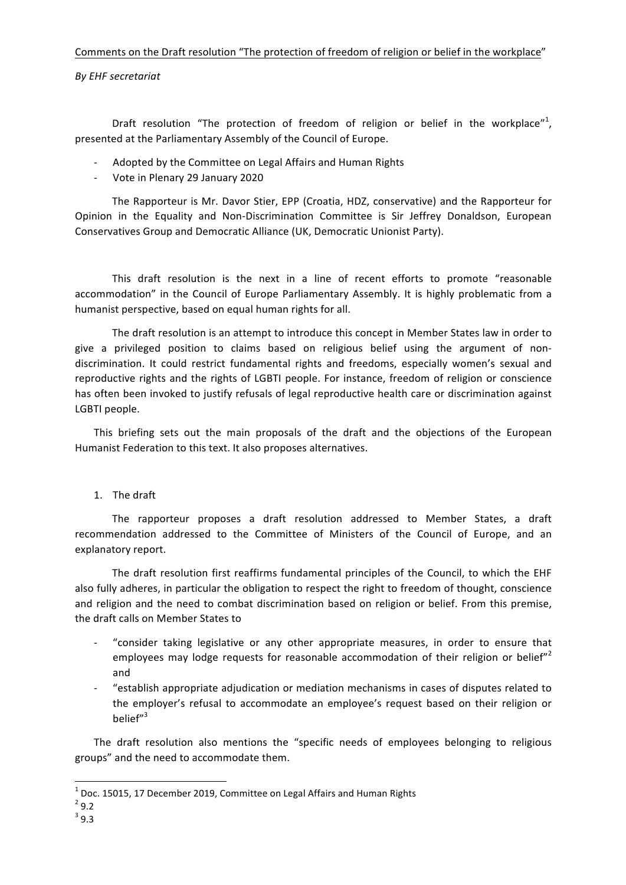Comments on the Draft resolution "The protection of freedom of religion or belief in the workplace"

*By EHF secretariat*

Draft resolution "The protection of freedom of religion or belief in the workplace"[1], presented at the Parliamentary Assembly of the Council of Europe.

- Adopted by the Committee on Legal Affairs and Human Rights
- Vote in Plenary 29 January 2020

The Rapporteur is Mr. Davor Stier, EPP (Croatia, HDZ, conservative) and the Rapporteur for Opinion in the Equality and Non-Discrimination Committee is Sir Jeffrey Donaldson, European Conservatives Group and Democratic Alliance (UK, Democratic Unionist Party).

This draft resolution is the next in a line of recent efforts to promote "reasonable accommodation" in the Council of Europe Parliamentary Assembly. It is highly problematic from a humanist perspective, based on equal human rights for all.

The draft resolution is an attempt to introduce this concept in Member States law in order to give a privileged position to claims based on religious belief using the argument of non-discrimination. It could restrict fundamental rights and freedoms, especially women's sexual and reproductive rights and the rights of LGBTI people. For instance, freedom of religion or conscience has often been invoked to justify refusals of legal reproductive health care or discrimination against LGBTI people.

This briefing sets out the main proposals of the draft and the objections of the European Humanist Federation to this text. It also proposes alternatives.

1. The draft

The rapporteur proposes a draft resolution addressed to Member States, a draft recommendation addressed to the Committee of Ministers of the Council of Europe, and an explanatory report.

The draft resolution first reaffirms fundamental principles of the Council, to which the EHF also fully adheres, in particular the obligation to respect the right to freedom of thought, conscience and religion and the need to combat discrimination based on religion or belief. From this premise, the draft calls on Member States to

- "consider taking legislative or any other appropriate measures, in order to ensure that employees may lodge requests for reasonable accommodation of their religion or belief"[2] and
- "establish appropriate adjudication or mediation mechanisms in cases of disputes related to the employer's refusal to accommodate an employee's request based on their religion or belief"[3]

The draft resolution also mentions the "specific needs of employees belonging to religious groups" and the need to accommodate them.

---

[1] Doc. 15015, 17 December 2019, Committee on Legal Affairs and Human Rights

[2] 9.2

[3] 9.3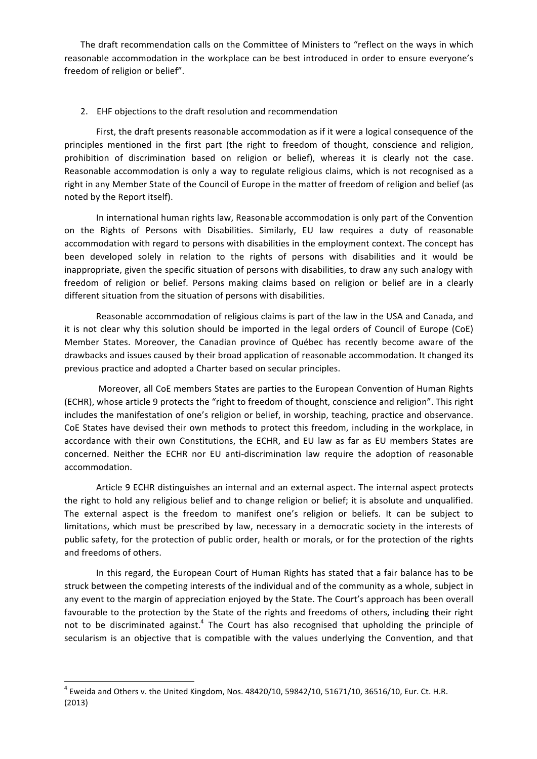The draft recommendation calls on the Committee of Ministers to "reflect on the ways in which reasonable accommodation in the workplace can be best introduced in order to ensure everyone's freedom of religion or belief".

## 2. EHF objections to the draft resolution and recommendation

First, the draft presents reasonable accommodation as if it were a logical consequence of the principles mentioned in the first part (the right to freedom of thought, conscience and religion, prohibition of discrimination based on religion or belief), whereas it is clearly not the case. Reasonable accommodation is only a way to regulate religious claims, which is not recognised as a right in any Member State of the Council of Europe in the matter of freedom of religion and belief (as noted by the Report itself).

In international human rights law, Reasonable accommodation is only part of the Convention on the Rights of Persons with Disabilities. Similarly, EU law requires a duty of reasonable accommodation with regard to persons with disabilities in the employment context. The concept has been developed solely in relation to the rights of persons with disabilities and it would be inappropriate, given the specific situation of persons with disabilities, to draw any such analogy with freedom of religion or belief. Persons making claims based on religion or belief are in a clearly different situation from the situation of persons with disabilities.

Reasonable accommodation of religious claims is part of the law in the USA and Canada, and it is not clear why this solution should be imported in the legal orders of Council of Europe (CoE) Member States. Moreover, the Canadian province of Québec has recently become aware of the drawbacks and issues caused by their broad application of reasonable accommodation. It changed its previous practice and adopted a Charter based on secular principles.

Moreover, all CoE members States are parties to the European Convention of Human Rights (ECHR), whose article 9 protects the "right to freedom of thought, conscience and religion". This right includes the manifestation of one's religion or belief, in worship, teaching, practice and observance. CoE States have devised their own methods to protect this freedom, including in the workplace, in accordance with their own Constitutions, the ECHR, and EU law as far as EU members States are concerned. Neither the ECHR nor EU anti-discrimination law require the adoption of reasonable accommodation.

Article 9 ECHR distinguishes an internal and an external aspect. The internal aspect protects the right to hold any religious belief and to change religion or belief; it is absolute and unqualified. The external aspect is the freedom to manifest one's religion or beliefs. It can be subject to limitations, which must be prescribed by law, necessary in a democratic society in the interests of public safety, for the protection of public order, health or morals, or for the protection of the rights and freedoms of others.

In this regard, the European Court of Human Rights has stated that a fair balance has to be struck between the competing interests of the individual and of the community as a whole, subject in any event to the margin of appreciation enjoyed by the State. The Court's approach has been overall favourable to the protection by the State of the rights and freedoms of others, including their right not to be discriminated against.[4] The Court has also recognised that upholding the principle of secularism is an objective that is compatible with the values underlying the Convention, and that

[4] Eweida and Others v. the United Kingdom, Nos. 48420/10, 59842/10, 51671/10, 36516/10, Eur. Ct. H.R. (2013)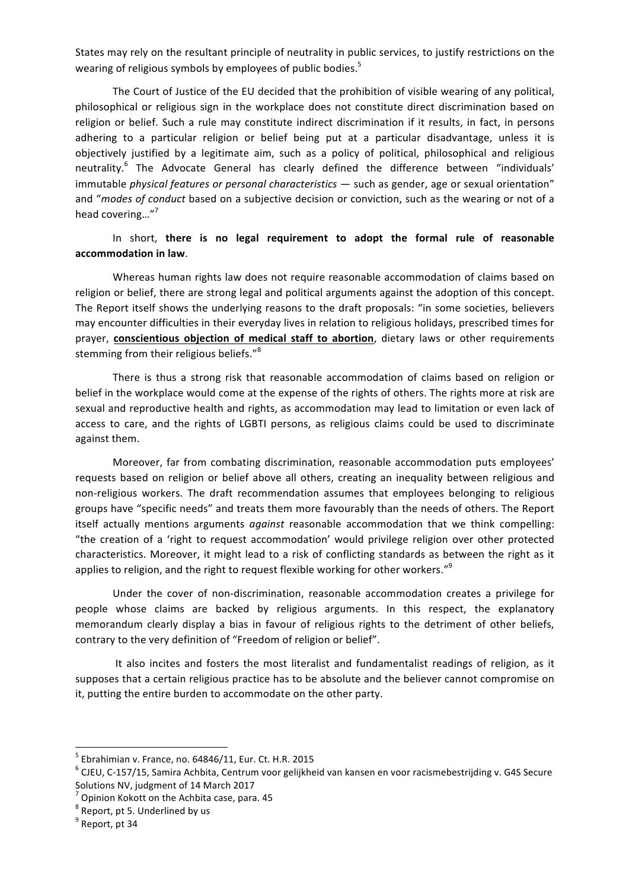States may rely on the resultant principle of neutrality in public services, to justify restrictions on the wearing of religious symbols by employees of public bodies.[5]

The Court of Justice of the EU decided that the prohibition of visible wearing of any political, philosophical or religious sign in the workplace does not constitute direct discrimination based on religion or belief. Such a rule may constitute indirect discrimination if it results, in fact, in persons adhering to a particular religion or belief being put at a particular disadvantage, unless it is objectively justified by a legitimate aim, such as a policy of political, philosophical and religious neutrality.[6] The Advocate General has clearly defined the difference between "individuals' immutable *physical features or personal characteristics* — such as gender, age or sexual orientation" and "*modes of conduct* based on a subjective decision or conviction, such as the wearing or not of a head covering…"[7]

In short, **there is no legal requirement to adopt the formal rule of reasonable accommodation in law**.

Whereas human rights law does not require reasonable accommodation of claims based on religion or belief, there are strong legal and political arguments against the adoption of this concept. The Report itself shows the underlying reasons to the draft proposals: "in some societies, believers may encounter difficulties in their everyday lives in relation to religious holidays, prescribed times for prayer, **<u>conscientious objection of medical staff to abortion</u>**, dietary laws or other requirements stemming from their religious beliefs."[8]

There is thus a strong risk that reasonable accommodation of claims based on religion or belief in the workplace would come at the expense of the rights of others. The rights more at risk are sexual and reproductive health and rights, as accommodation may lead to limitation or even lack of access to care, and the rights of LGBTI persons, as religious claims could be used to discriminate against them.

Moreover, far from combating discrimination, reasonable accommodation puts employees' requests based on religion or belief above all others, creating an inequality between religious and non-religious workers. The draft recommendation assumes that employees belonging to religious groups have "specific needs" and treats them more favourably than the needs of others. The Report itself actually mentions arguments *against* reasonable accommodation that we think compelling: "the creation of a 'right to request accommodation' would privilege religion over other protected characteristics. Moreover, it might lead to a risk of conflicting standards as between the right as it applies to religion, and the right to request flexible working for other workers."[9]

Under the cover of non-discrimination, reasonable accommodation creates a privilege for people whose claims are backed by religious arguments. In this respect, the explanatory memorandum clearly display a bias in favour of religious rights to the detriment of other beliefs, contrary to the very definition of "Freedom of religion or belief".

It also incites and fosters the most literalist and fundamentalist readings of religion, as it supposes that a certain religious practice has to be absolute and the believer cannot compromise on it, putting the entire burden to accommodate on the other party.

---

[5] Ebrahimian v. France, no. 64846/11, Eur. Ct. H.R. 2015

[6] CJEU, C-157/15, Samira Achbita, Centrum voor gelijkheid van kansen en voor racismebestrijding v. G4S Secure Solutions NV, judgment of 14 March 2017

[7] Opinion Kokott on the Achbita case, para. 45

[8] Report, pt 5. Underlined by us

[9] Report, pt 34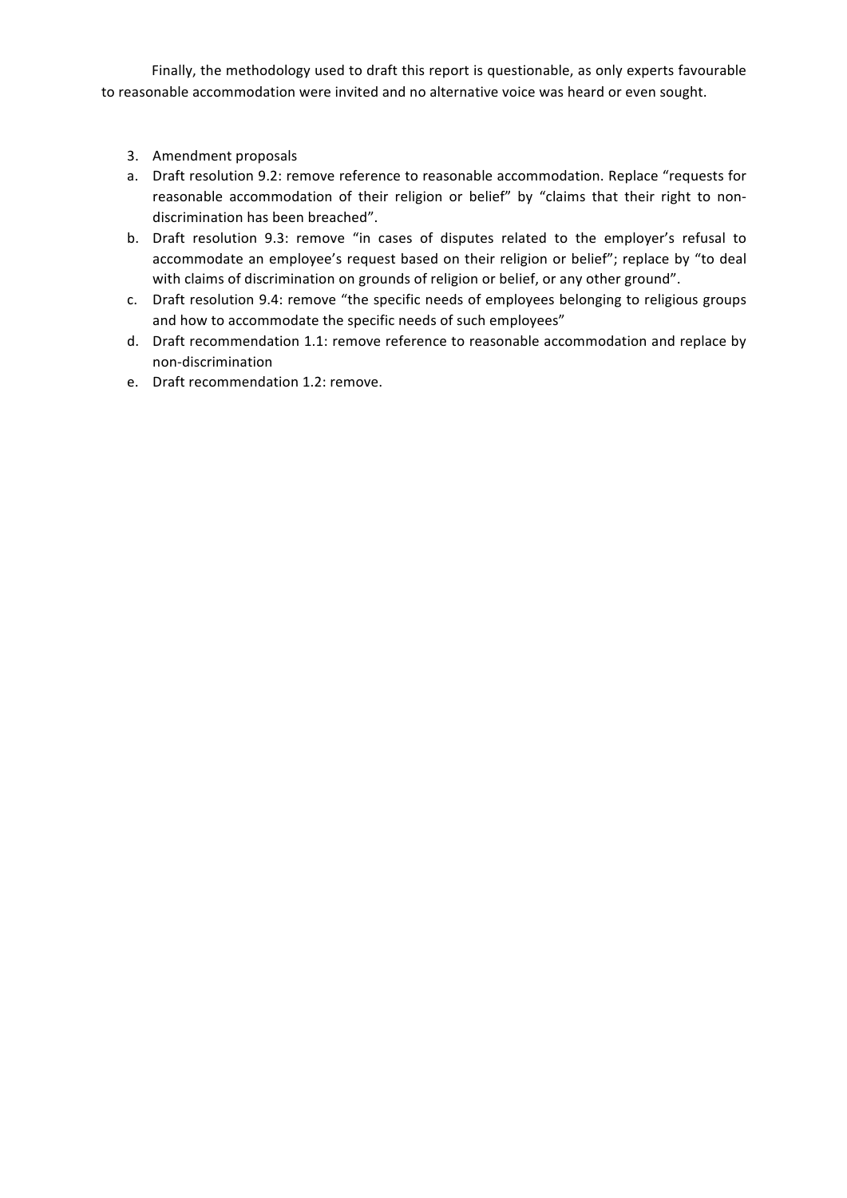Finally, the methodology used to draft this report is questionable, as only experts favourable to reasonable accommodation were invited and no alternative voice was heard or even sought.

3. Amendment proposals

a. Draft resolution 9.2: remove reference to reasonable accommodation. Replace "requests for reasonable accommodation of their religion or belief" by "claims that their right to non-discrimination has been breached".
b. Draft resolution 9.3: remove "in cases of disputes related to the employer's refusal to accommodate an employee's request based on their religion or belief"; replace by "to deal with claims of discrimination on grounds of religion or belief, or any other ground".
c. Draft resolution 9.4: remove "the specific needs of employees belonging to religious groups and how to accommodate the specific needs of such employees"
d. Draft recommendation 1.1: remove reference to reasonable accommodation and replace by non-discrimination
e. Draft recommendation 1.2: remove.